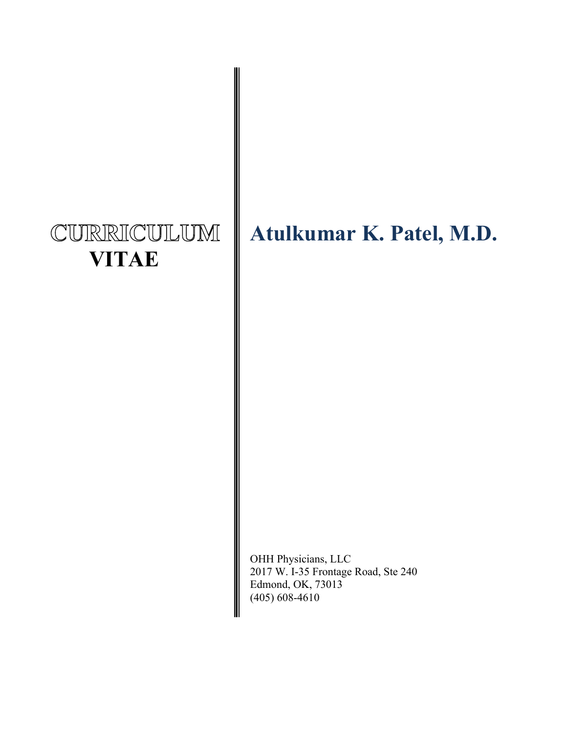# CURRICULUM VITAE

# Atulkumar K. Patel, M.D.

OHH Physicians, LLC
2017 W. I-35 Frontage Road, Ste 240
Edmond, OK, 73013
(405) 608-4610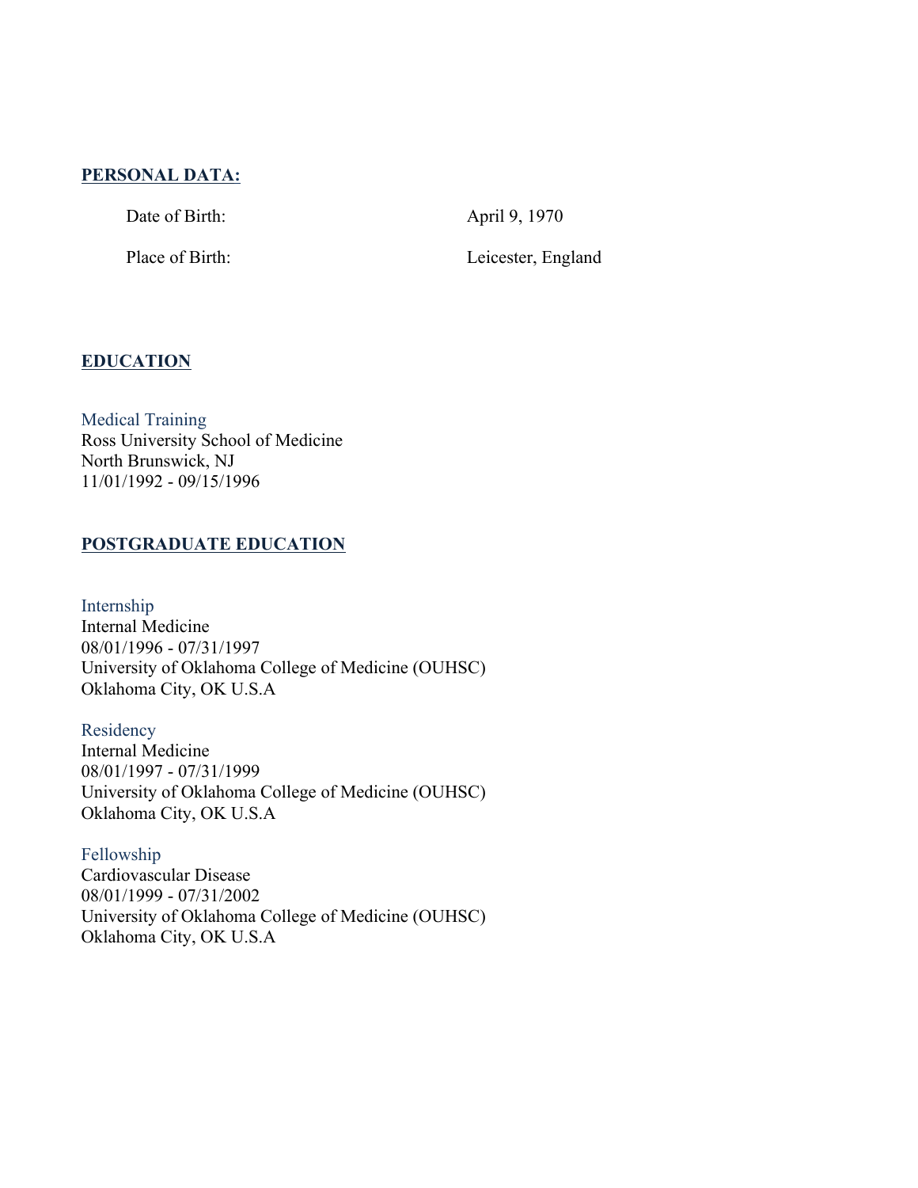## PERSONAL DATA:

| | |
|---|---|
| Date of Birth: | April 9, 1970 |
| Place of Birth: | Leicester, England |

## EDUCATION

### Medical Training

Ross University School of Medicine
North Brunswick, NJ
11/01/1992 - 09/15/1996

## POSTGRADUATE EDUCATION

### Internship

Internal Medicine
08/01/1996 - 07/31/1997
University of Oklahoma College of Medicine (OUHSC)
Oklahoma City, OK U.S.A

### Residency

Internal Medicine
08/01/1997 - 07/31/1999
University of Oklahoma College of Medicine (OUHSC)
Oklahoma City, OK U.S.A

### Fellowship

Cardiovascular Disease
08/01/1999 - 07/31/2002
University of Oklahoma College of Medicine (OUHSC)
Oklahoma City, OK U.S.A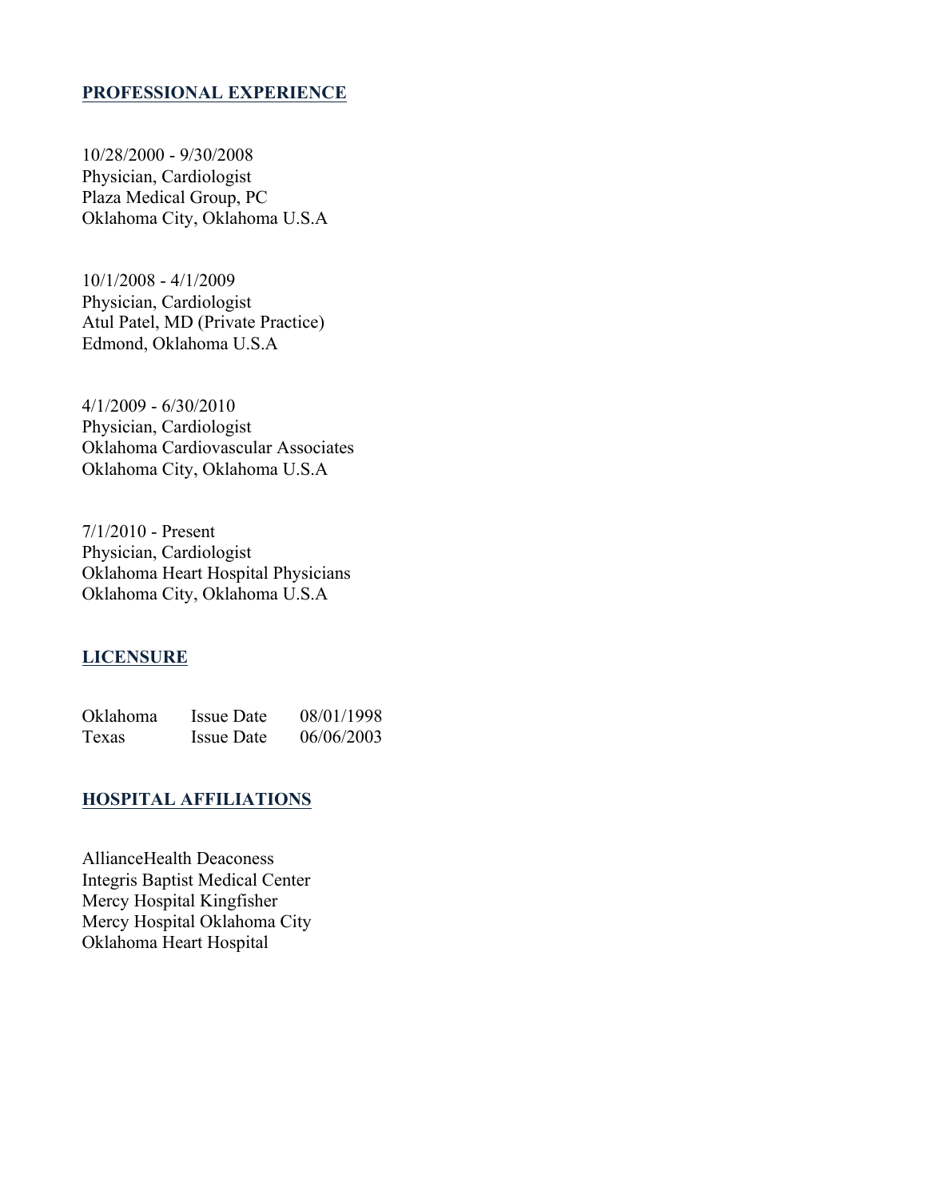## PROFESSIONAL EXPERIENCE

10/28/2000 - 9/30/2008
Physician, Cardiologist
Plaza Medical Group, PC
Oklahoma City, Oklahoma U.S.A

10/1/2008 - 4/1/2009
Physician, Cardiologist
Atul Patel, MD (Private Practice)
Edmond, Oklahoma U.S.A

4/1/2009 - 6/30/2010
Physician, Cardiologist
Oklahoma Cardiovascular Associates
Oklahoma City, Oklahoma U.S.A

7/1/2010 - Present
Physician, Cardiologist
Oklahoma Heart Hospital Physicians
Oklahoma City, Oklahoma U.S.A

## LICENSURE

| | | |
|---|---|---|
| Oklahoma | Issue Date | 08/01/1998 |
| Texas | Issue Date | 06/06/2003 |

## HOSPITAL AFFILIATIONS

AllianceHealth Deaconess
Integris Baptist Medical Center
Mercy Hospital Kingfisher
Mercy Hospital Oklahoma City
Oklahoma Heart Hospital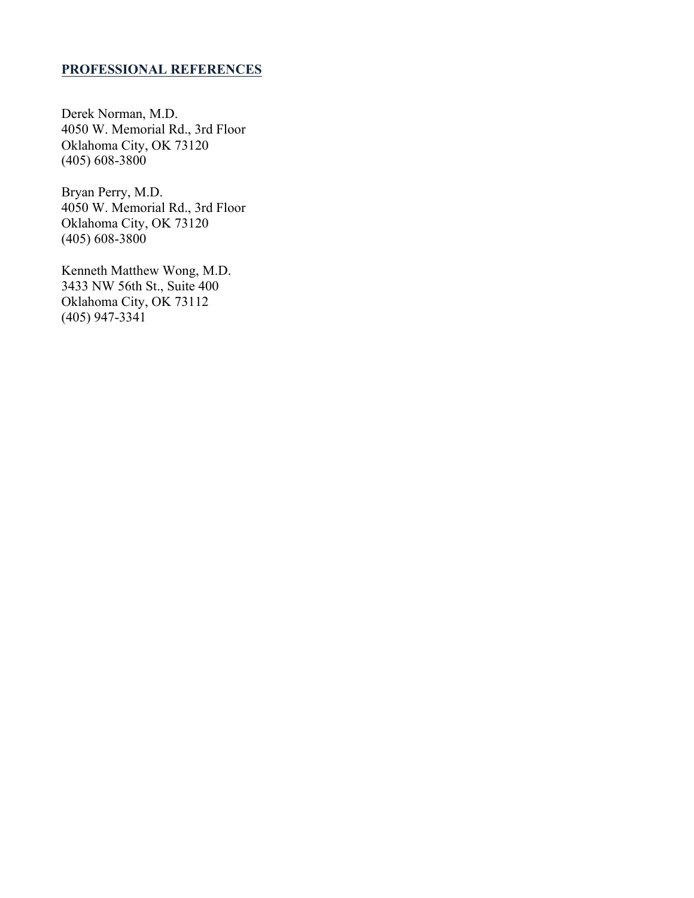## PROFESSIONAL REFERENCES

Derek Norman, M.D.
4050 W. Memorial Rd., 3rd Floor
Oklahoma City, OK 73120
(405) 608-3800

Bryan Perry, M.D.
4050 W. Memorial Rd., 3rd Floor
Oklahoma City, OK 73120
(405) 608-3800

Kenneth Matthew Wong, M.D.
3433 NW 56th St., Suite 400
Oklahoma City, OK 73112
(405) 947-3341